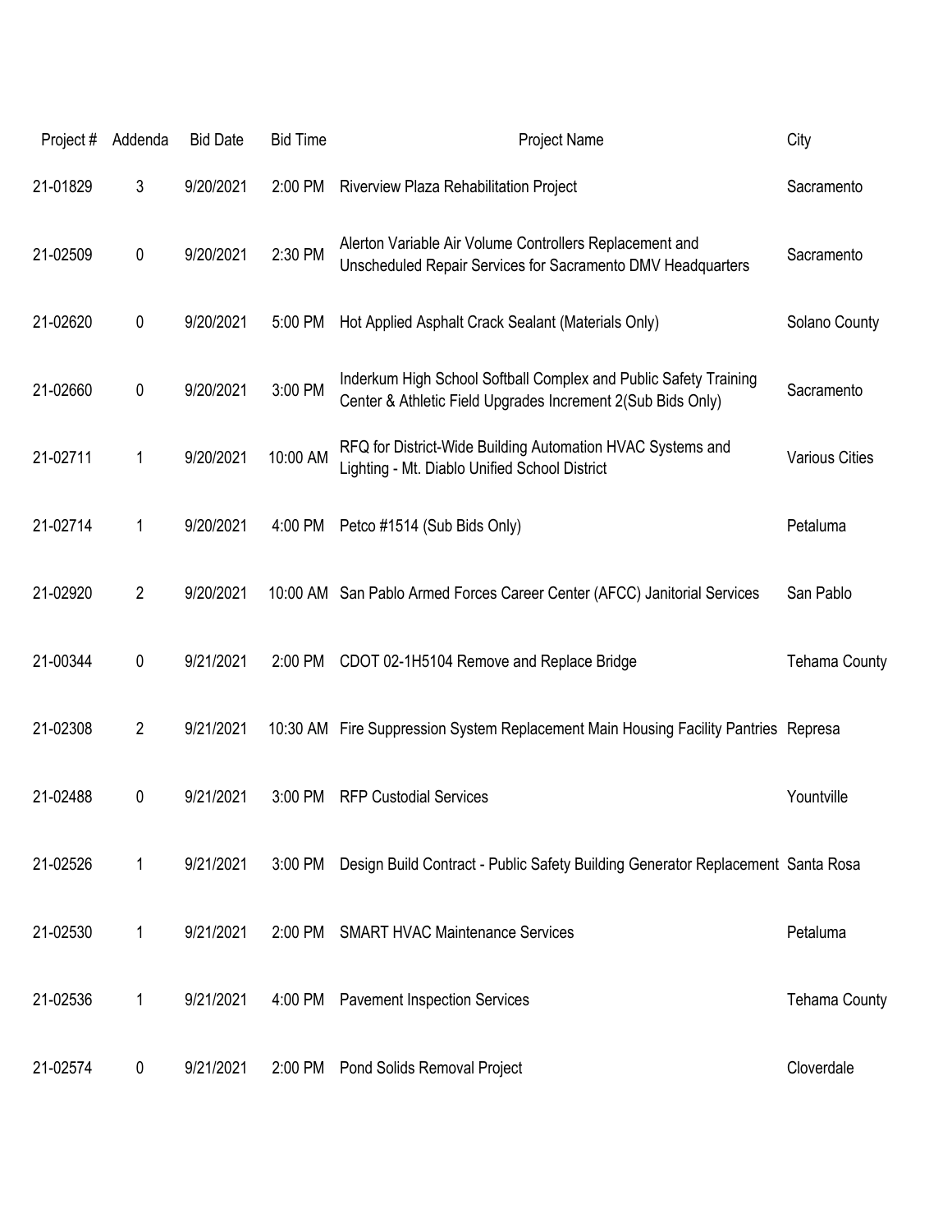| Project # | Addenda | Bid Date | Bid Time | Project Name | City |
|---|---|---|---|---|---|
| 21-01829 | 3 | 9/20/2021 | 2:00 PM | Riverview Plaza Rehabilitation Project | Sacramento |
| 21-02509 | 0 | 9/20/2021 | 2:30 PM | Alerton Variable Air Volume Controllers Replacement and Unscheduled Repair Services for Sacramento DMV Headquarters | Sacramento |
| 21-02620 | 0 | 9/20/2021 | 5:00 PM | Hot Applied Asphalt Crack Sealant (Materials Only) | Solano County |
| 21-02660 | 0 | 9/20/2021 | 3:00 PM | Inderkum High School Softball Complex and Public Safety Training Center & Athletic Field Upgrades Increment 2(Sub Bids Only) | Sacramento |
| 21-02711 | 1 | 9/20/2021 | 10:00 AM | RFQ for District-Wide Building Automation HVAC Systems and Lighting - Mt. Diablo Unified School District | Various Cities |
| 21-02714 | 1 | 9/20/2021 | 4:00 PM | Petco #1514 (Sub Bids Only) | Petaluma |
| 21-02920 | 2 | 9/20/2021 | 10:00 AM | San Pablo Armed Forces Career Center (AFCC) Janitorial Services | San Pablo |
| 21-00344 | 0 | 9/21/2021 | 2:00 PM | CDOT 02-1H5104 Remove and Replace Bridge | Tehama County |
| 21-02308 | 2 | 9/21/2021 | 10:30 AM | Fire Suppression System Replacement Main Housing Facility Pantries | Represa |
| 21-02488 | 0 | 9/21/2021 | 3:00 PM | RFP Custodial Services | Yountville |
| 21-02526 | 1 | 9/21/2021 | 3:00 PM | Design Build Contract - Public Safety Building Generator Replacement | Santa Rosa |
| 21-02530 | 1 | 9/21/2021 | 2:00 PM | SMART HVAC Maintenance Services | Petaluma |
| 21-02536 | 1 | 9/21/2021 | 4:00 PM | Pavement Inspection Services | Tehama County |
| 21-02574 | 0 | 9/21/2021 | 2:00 PM | Pond Solids Removal Project | Cloverdale |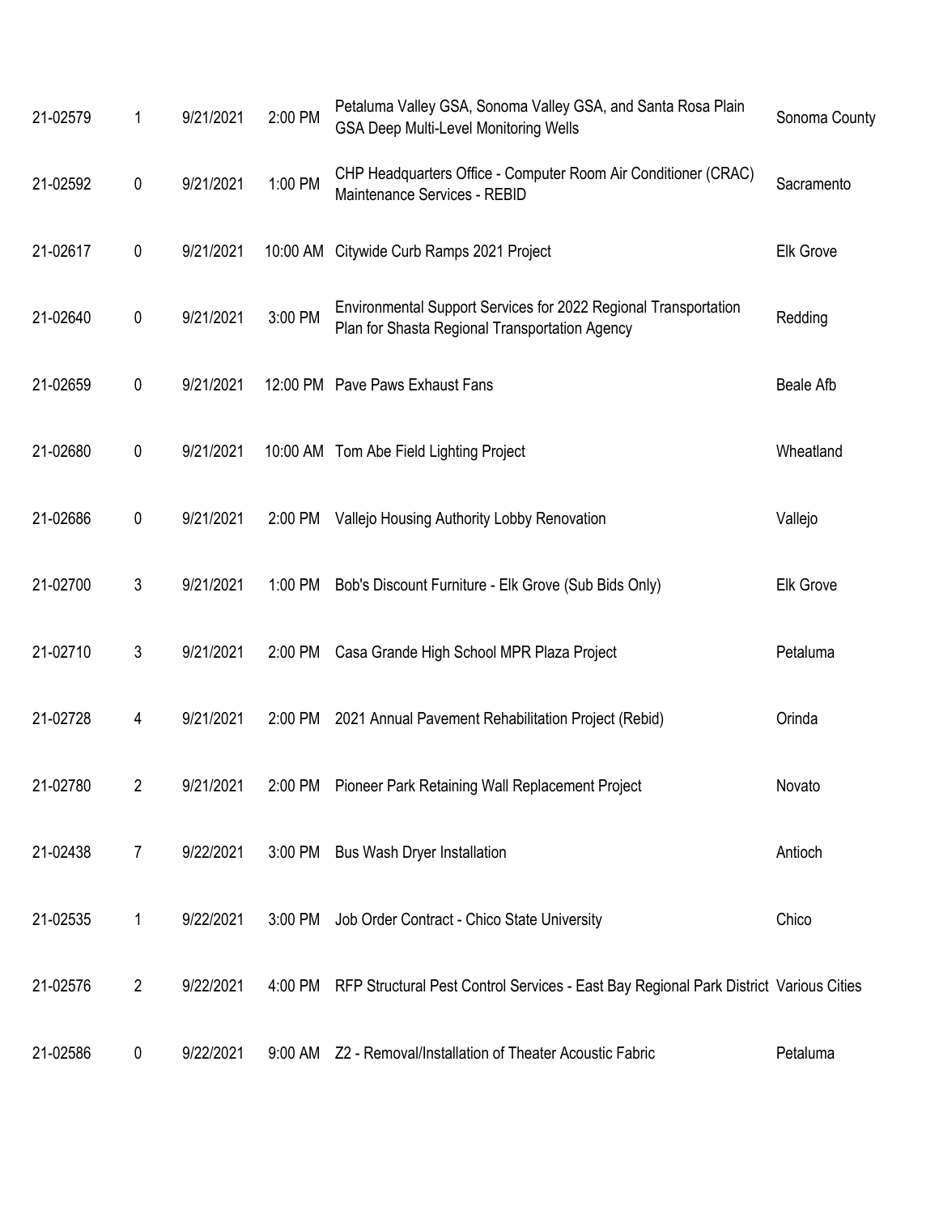| | | | | | |
|---|---|---|---|---|---|
| 21-02579 | 1 | 9/21/2021 | 2:00 PM | Petaluma Valley GSA, Sonoma Valley GSA, and Santa Rosa Plain GSA Deep Multi-Level Monitoring Wells | Sonoma County |
| 21-02592 | 0 | 9/21/2021 | 1:00 PM | CHP Headquarters Office - Computer Room Air Conditioner (CRAC) Maintenance Services - REBID | Sacramento |
| 21-02617 | 0 | 9/21/2021 | 10:00 AM | Citywide Curb Ramps 2021 Project | Elk Grove |
| 21-02640 | 0 | 9/21/2021 | 3:00 PM | Environmental Support Services for 2022 Regional Transportation Plan for Shasta Regional Transportation Agency | Redding |
| 21-02659 | 0 | 9/21/2021 | 12:00 PM | Pave Paws Exhaust Fans | Beale Afb |
| 21-02680 | 0 | 9/21/2021 | 10:00 AM | Tom Abe Field Lighting Project | Wheatland |
| 21-02686 | 0 | 9/21/2021 | 2:00 PM | Vallejo Housing Authority Lobby Renovation | Vallejo |
| 21-02700 | 3 | 9/21/2021 | 1:00 PM | Bob's Discount Furniture - Elk Grove (Sub Bids Only) | Elk Grove |
| 21-02710 | 3 | 9/21/2021 | 2:00 PM | Casa Grande High School MPR Plaza Project | Petaluma |
| 21-02728 | 4 | 9/21/2021 | 2:00 PM | 2021 Annual Pavement Rehabilitation Project (Rebid) | Orinda |
| 21-02780 | 2 | 9/21/2021 | 2:00 PM | Pioneer Park Retaining Wall Replacement Project | Novato |
| 21-02438 | 7 | 9/22/2021 | 3:00 PM | Bus Wash Dryer Installation | Antioch |
| 21-02535 | 1 | 9/22/2021 | 3:00 PM | Job Order Contract - Chico State University | Chico |
| 21-02576 | 2 | 9/22/2021 | 4:00 PM | RFP Structural Pest Control Services - East Bay Regional Park District | Various Cities |
| 21-02586 | 0 | 9/22/2021 | 9:00 AM | Z2 - Removal/Installation of Theater Acoustic Fabric | Petaluma |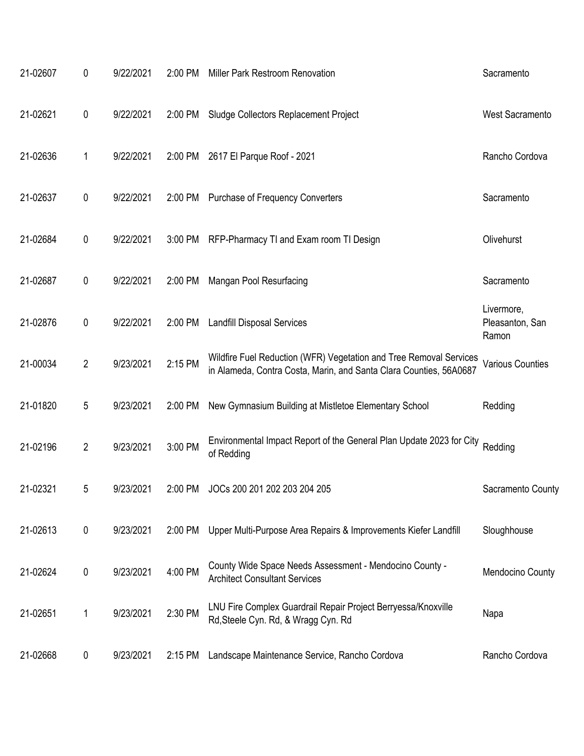| | | | | | |
|---|---|---|---|---|---|
| 21-02607 | 0 | 9/22/2021 | 2:00 PM | Miller Park Restroom Renovation | Sacramento |
| 21-02621 | 0 | 9/22/2021 | 2:00 PM | Sludge Collectors Replacement Project | West Sacramento |
| 21-02636 | 1 | 9/22/2021 | 2:00 PM | 2617 El Parque Roof - 2021 | Rancho Cordova |
| 21-02637 | 0 | 9/22/2021 | 2:00 PM | Purchase of Frequency Converters | Sacramento |
| 21-02684 | 0 | 9/22/2021 | 3:00 PM | RFP-Pharmacy TI and Exam room TI Design | Olivehurst |
| 21-02687 | 0 | 9/22/2021 | 2:00 PM | Mangan Pool Resurfacing | Sacramento |
| 21-02876 | 0 | 9/22/2021 | 2:00 PM | Landfill Disposal Services | Livermore, Pleasanton, San Ramon |
| 21-00034 | 2 | 9/23/2021 | 2:15 PM | Wildfire Fuel Reduction (WFR) Vegetation and Tree Removal Services in Alameda, Contra Costa, Marin, and Santa Clara Counties, 56A0687 | Various Counties |
| 21-01820 | 5 | 9/23/2021 | 2:00 PM | New Gymnasium Building at Mistletoe Elementary School | Redding |
| 21-02196 | 2 | 9/23/2021 | 3:00 PM | Environmental Impact Report of the General Plan Update 2023 for City of Redding | Redding |
| 21-02321 | 5 | 9/23/2021 | 2:00 PM | JOCs 200 201 202 203 204 205 | Sacramento County |
| 21-02613 | 0 | 9/23/2021 | 2:00 PM | Upper Multi-Purpose Area Repairs & Improvements Kiefer Landfill | Sloughhouse |
| 21-02624 | 0 | 9/23/2021 | 4:00 PM | County Wide Space Needs Assessment - Mendocino County - Architect Consultant Services | Mendocino County |
| 21-02651 | 1 | 9/23/2021 | 2:30 PM | LNU Fire Complex Guardrail Repair Project Berryessa/Knoxville Rd,Steele Cyn. Rd, & Wragg Cyn. Rd | Napa |
| 21-02668 | 0 | 9/23/2021 | 2:15 PM | Landscape Maintenance Service, Rancho Cordova | Rancho Cordova |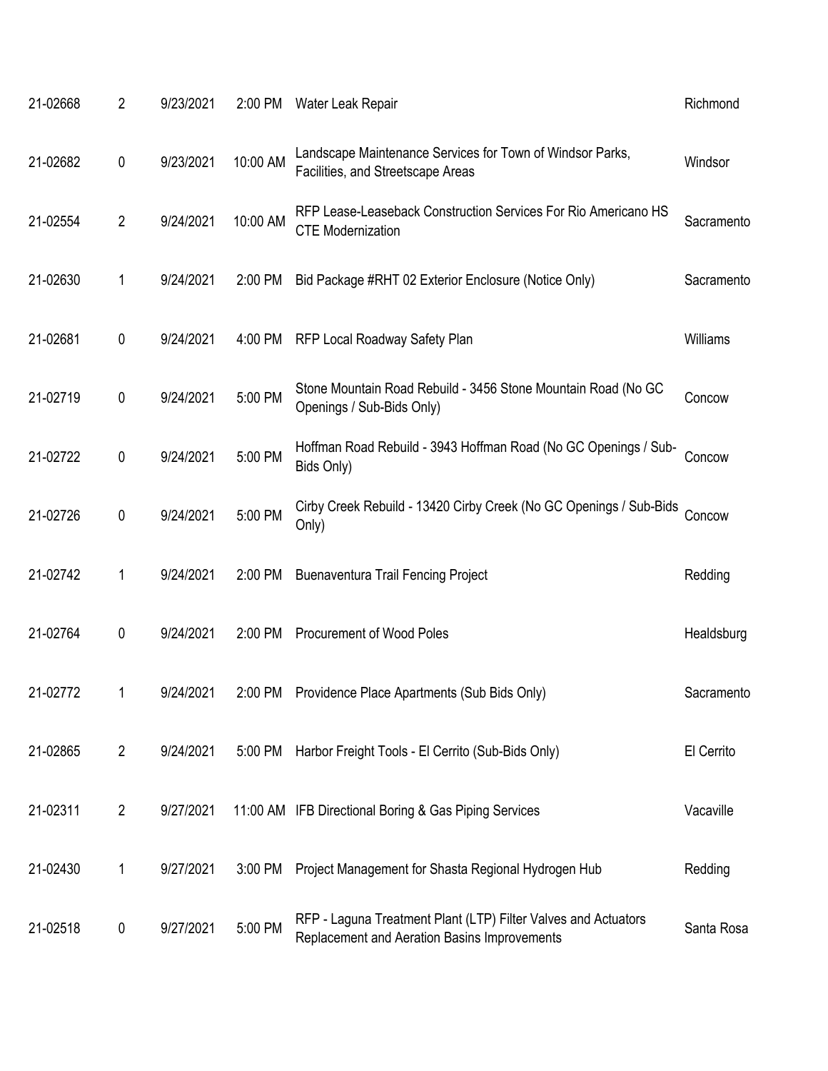| | | | | | |
|---|---|---|---|---|---|
| 21-02668 | 2 | 9/23/2021 | 2:00 PM | Water Leak Repair | Richmond |
| 21-02682 | 0 | 9/23/2021 | 10:00 AM | Landscape Maintenance Services for Town of Windsor Parks, Facilities, and Streetscape Areas | Windsor |
| 21-02554 | 2 | 9/24/2021 | 10:00 AM | RFP Lease-Leaseback Construction Services For Rio Americano HS CTE Modernization | Sacramento |
| 21-02630 | 1 | 9/24/2021 | 2:00 PM | Bid Package #RHT 02 Exterior Enclosure (Notice Only) | Sacramento |
| 21-02681 | 0 | 9/24/2021 | 4:00 PM | RFP Local Roadway Safety Plan | Williams |
| 21-02719 | 0 | 9/24/2021 | 5:00 PM | Stone Mountain Road Rebuild - 3456 Stone Mountain Road (No GC Openings / Sub-Bids Only) | Concow |
| 21-02722 | 0 | 9/24/2021 | 5:00 PM | Hoffman Road Rebuild - 3943 Hoffman Road (No GC Openings / Sub-Bids Only) | Concow |
| 21-02726 | 0 | 9/24/2021 | 5:00 PM | Cirby Creek Rebuild - 13420 Cirby Creek (No GC Openings / Sub-Bids Only) | Concow |
| 21-02742 | 1 | 9/24/2021 | 2:00 PM | Buenaventura Trail Fencing Project | Redding |
| 21-02764 | 0 | 9/24/2021 | 2:00 PM | Procurement of Wood Poles | Healdsburg |
| 21-02772 | 1 | 9/24/2021 | 2:00 PM | Providence Place Apartments (Sub Bids Only) | Sacramento |
| 21-02865 | 2 | 9/24/2021 | 5:00 PM | Harbor Freight Tools - El Cerrito (Sub-Bids Only) | El Cerrito |
| 21-02311 | 2 | 9/27/2021 | 11:00 AM | IFB Directional Boring & Gas Piping Services | Vacaville |
| 21-02430 | 1 | 9/27/2021 | 3:00 PM | Project Management for Shasta Regional Hydrogen Hub | Redding |
| 21-02518 | 0 | 9/27/2021 | 5:00 PM | RFP - Laguna Treatment Plant (LTP) Filter Valves and Actuators Replacement and Aeration Basins Improvements | Santa Rosa |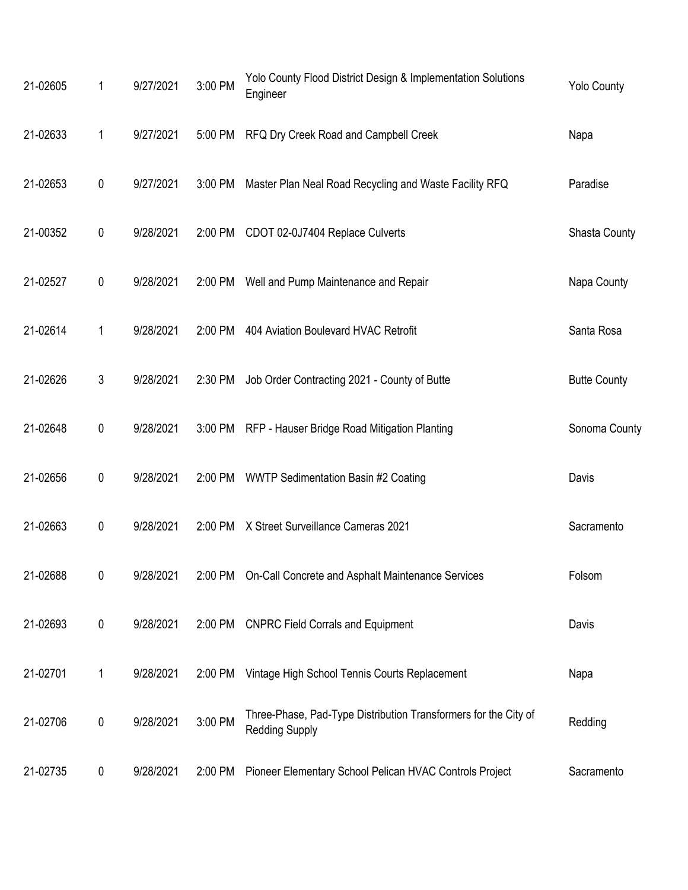| | | | | | |
|---|---|---|---|---|---|
| 21-02605 | 1 | 9/27/2021 | 3:00 PM | Yolo County Flood District Design & Implementation Solutions Engineer | Yolo County |
| 21-02633 | 1 | 9/27/2021 | 5:00 PM | RFQ Dry Creek Road and Campbell Creek | Napa |
| 21-02653 | 0 | 9/27/2021 | 3:00 PM | Master Plan Neal Road Recycling and Waste Facility RFQ | Paradise |
| 21-00352 | 0 | 9/28/2021 | 2:00 PM | CDOT 02-0J7404 Replace Culverts | Shasta County |
| 21-02527 | 0 | 9/28/2021 | 2:00 PM | Well and Pump Maintenance and Repair | Napa County |
| 21-02614 | 1 | 9/28/2021 | 2:00 PM | 404 Aviation Boulevard HVAC Retrofit | Santa Rosa |
| 21-02626 | 3 | 9/28/2021 | 2:30 PM | Job Order Contracting 2021 - County of Butte | Butte County |
| 21-02648 | 0 | 9/28/2021 | 3:00 PM | RFP - Hauser Bridge Road Mitigation Planting | Sonoma County |
| 21-02656 | 0 | 9/28/2021 | 2:00 PM | WWTP Sedimentation Basin #2 Coating | Davis |
| 21-02663 | 0 | 9/28/2021 | 2:00 PM | X Street Surveillance Cameras 2021 | Sacramento |
| 21-02688 | 0 | 9/28/2021 | 2:00 PM | On-Call Concrete and Asphalt Maintenance Services | Folsom |
| 21-02693 | 0 | 9/28/2021 | 2:00 PM | CNPRC Field Corrals and Equipment | Davis |
| 21-02701 | 1 | 9/28/2021 | 2:00 PM | Vintage High School Tennis Courts Replacement | Napa |
| 21-02706 | 0 | 9/28/2021 | 3:00 PM | Three-Phase, Pad-Type Distribution Transformers for the City of Redding Supply | Redding |
| 21-02735 | 0 | 9/28/2021 | 2:00 PM | Pioneer Elementary School Pelican HVAC Controls Project | Sacramento |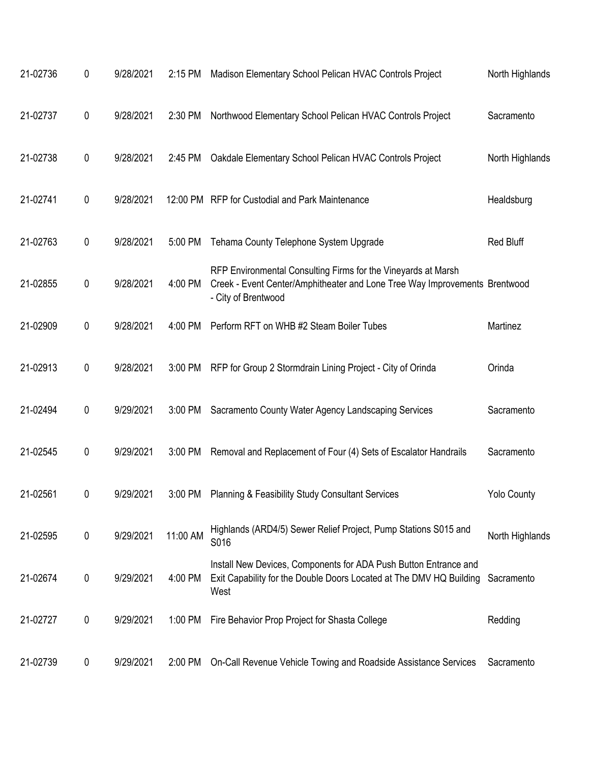| | | | | | |
|---|---|---|---|---|---|
| 21-02736 | 0 | 9/28/2021 | 2:15 PM | Madison Elementary School Pelican HVAC Controls Project | North Highlands |
| 21-02737 | 0 | 9/28/2021 | 2:30 PM | Northwood Elementary School Pelican HVAC Controls Project | Sacramento |
| 21-02738 | 0 | 9/28/2021 | 2:45 PM | Oakdale Elementary School Pelican HVAC Controls Project | North Highlands |
| 21-02741 | 0 | 9/28/2021 | 12:00 PM | RFP for Custodial and Park Maintenance | Healdsburg |
| 21-02763 | 0 | 9/28/2021 | 5:00 PM | Tehama County Telephone System Upgrade | Red Bluff |
| 21-02855 | 0 | 9/28/2021 | 4:00 PM | RFP Environmental Consulting Firms for the Vineyards at Marsh Creek - Event Center/Amphitheater and Lone Tree Way Improvements - City of Brentwood | Brentwood |
| 21-02909 | 0 | 9/28/2021 | 4:00 PM | Perform RFT on WHB #2 Steam Boiler Tubes | Martinez |
| 21-02913 | 0 | 9/28/2021 | 3:00 PM | RFP for Group 2 Stormdrain Lining Project - City of Orinda | Orinda |
| 21-02494 | 0 | 9/29/2021 | 3:00 PM | Sacramento County Water Agency Landscaping Services | Sacramento |
| 21-02545 | 0 | 9/29/2021 | 3:00 PM | Removal and Replacement of Four (4) Sets of Escalator Handrails | Sacramento |
| 21-02561 | 0 | 9/29/2021 | 3:00 PM | Planning & Feasibility Study Consultant Services | Yolo County |
| 21-02595 | 0 | 9/29/2021 | 11:00 AM | Highlands (ARD4/5) Sewer Relief Project, Pump Stations S015 and S016 | North Highlands |
| 21-02674 | 0 | 9/29/2021 | 4:00 PM | Install New Devices, Components for ADA Push Button Entrance and Exit Capability for the Double Doors Located at The DMV HQ Building West | Sacramento |
| 21-02727 | 0 | 9/29/2021 | 1:00 PM | Fire Behavior Prop Project for Shasta College | Redding |
| 21-02739 | 0 | 9/29/2021 | 2:00 PM | On-Call Revenue Vehicle Towing and Roadside Assistance Services | Sacramento |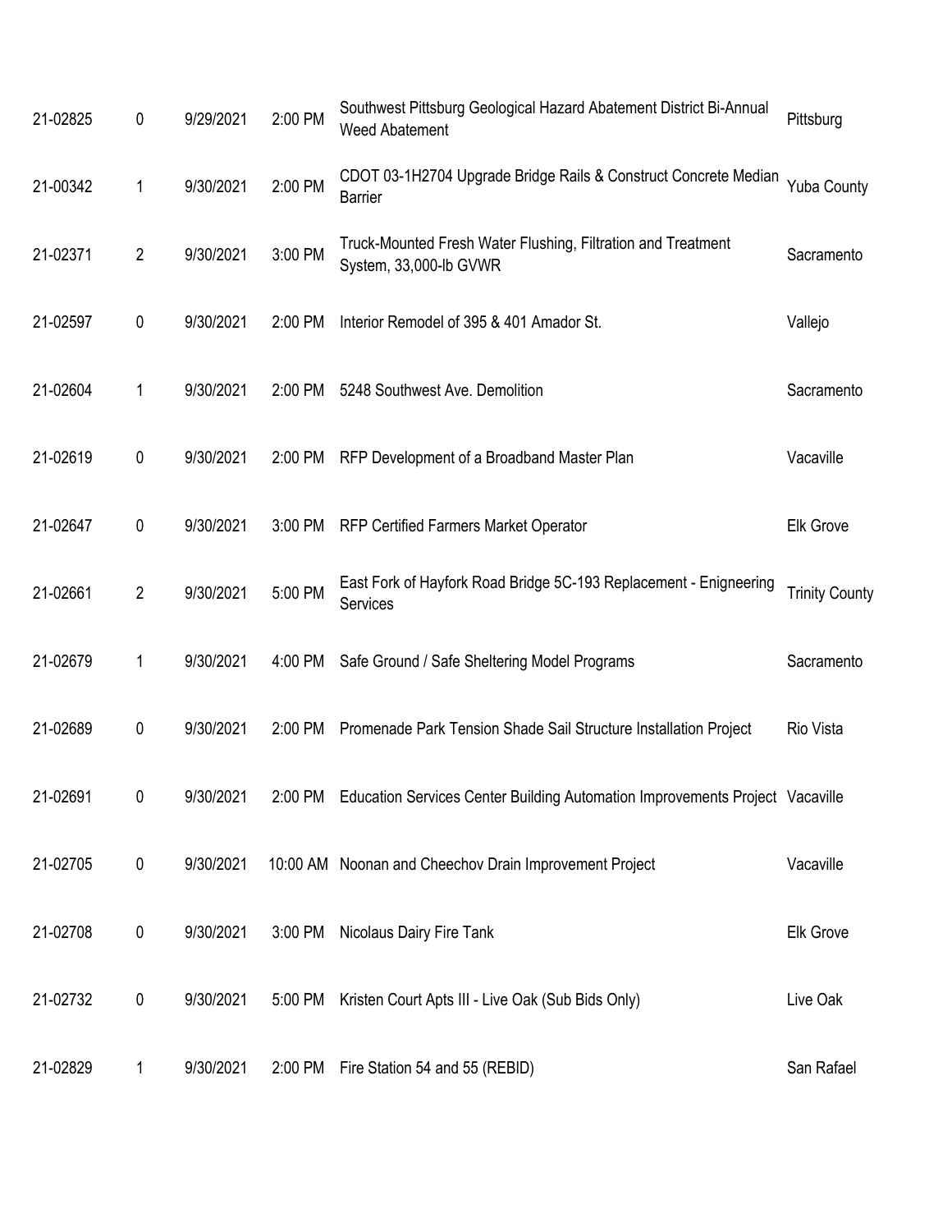| | | | | | |
|---|---|---|---|---|---|
| 21-02825 | 0 | 9/29/2021 | 2:00 PM | Southwest Pittsburg Geological Hazard Abatement District Bi-Annual Weed Abatement | Pittsburg |
| 21-00342 | 1 | 9/30/2021 | 2:00 PM | CDOT 03-1H2704 Upgrade Bridge Rails & Construct Concrete Median Barrier | Yuba County |
| 21-02371 | 2 | 9/30/2021 | 3:00 PM | Truck-Mounted Fresh Water Flushing, Filtration and Treatment System, 33,000-lb GVWR | Sacramento |
| 21-02597 | 0 | 9/30/2021 | 2:00 PM | Interior Remodel of 395 & 401 Amador St. | Vallejo |
| 21-02604 | 1 | 9/30/2021 | 2:00 PM | 5248 Southwest Ave. Demolition | Sacramento |
| 21-02619 | 0 | 9/30/2021 | 2:00 PM | RFP Development of a Broadband Master Plan | Vacaville |
| 21-02647 | 0 | 9/30/2021 | 3:00 PM | RFP Certified Farmers Market Operator | Elk Grove |
| 21-02661 | 2 | 9/30/2021 | 5:00 PM | East Fork of Hayfork Road Bridge 5C-193 Replacement - Enigneering Services | Trinity County |
| 21-02679 | 1 | 9/30/2021 | 4:00 PM | Safe Ground / Safe Sheltering Model Programs | Sacramento |
| 21-02689 | 0 | 9/30/2021 | 2:00 PM | Promenade Park Tension Shade Sail Structure Installation Project | Rio Vista |
| 21-02691 | 0 | 9/30/2021 | 2:00 PM | Education Services Center Building Automation Improvements Project | Vacaville |
| 21-02705 | 0 | 9/30/2021 | 10:00 AM | Noonan and Cheechov Drain Improvement Project | Vacaville |
| 21-02708 | 0 | 9/30/2021 | 3:00 PM | Nicolaus Dairy Fire Tank | Elk Grove |
| 21-02732 | 0 | 9/30/2021 | 5:00 PM | Kristen Court Apts III - Live Oak (Sub Bids Only) | Live Oak |
| 21-02829 | 1 | 9/30/2021 | 2:00 PM | Fire Station 54 and 55 (REBID) | San Rafael |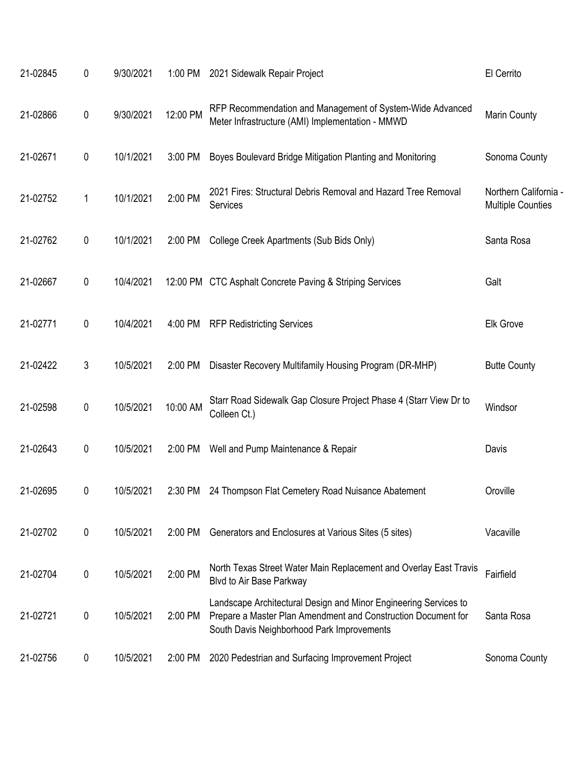| | | | | | |
|---|---|---|---|---|---|
| 21-02845 | 0 | 9/30/2021 | 1:00 PM | 2021 Sidewalk Repair Project | El Cerrito |
| 21-02866 | 0 | 9/30/2021 | 12:00 PM | RFP Recommendation and Management of System-Wide Advanced Meter Infrastructure (AMI) Implementation - MMWD | Marin County |
| 21-02671 | 0 | 10/1/2021 | 3:00 PM | Boyes Boulevard Bridge Mitigation Planting and Monitoring | Sonoma County |
| 21-02752 | 1 | 10/1/2021 | 2:00 PM | 2021 Fires: Structural Debris Removal and Hazard Tree Removal Services | Northern California - Multiple Counties |
| 21-02762 | 0 | 10/1/2021 | 2:00 PM | College Creek Apartments (Sub Bids Only) | Santa Rosa |
| 21-02667 | 0 | 10/4/2021 | 12:00 PM | CTC Asphalt Concrete Paving & Striping Services | Galt |
| 21-02771 | 0 | 10/4/2021 | 4:00 PM | RFP Redistricting Services | Elk Grove |
| 21-02422 | 3 | 10/5/2021 | 2:00 PM | Disaster Recovery Multifamily Housing Program (DR-MHP) | Butte County |
| 21-02598 | 0 | 10/5/2021 | 10:00 AM | Starr Road Sidewalk Gap Closure Project Phase 4 (Starr View Dr to Colleen Ct.) | Windsor |
| 21-02643 | 0 | 10/5/2021 | 2:00 PM | Well and Pump Maintenance & Repair | Davis |
| 21-02695 | 0 | 10/5/2021 | 2:30 PM | 24 Thompson Flat Cemetery Road Nuisance Abatement | Oroville |
| 21-02702 | 0 | 10/5/2021 | 2:00 PM | Generators and Enclosures at Various Sites (5 sites) | Vacaville |
| 21-02704 | 0 | 10/5/2021 | 2:00 PM | North Texas Street Water Main Replacement and Overlay East Travis Blvd to Air Base Parkway | Fairfield |
| 21-02721 | 0 | 10/5/2021 | 2:00 PM | Landscape Architectural Design and Minor Engineering Services to Prepare a Master Plan Amendment and Construction Document for South Davis Neighborhood Park Improvements | Santa Rosa |
| 21-02756 | 0 | 10/5/2021 | 2:00 PM | 2020 Pedestrian and Surfacing Improvement Project | Sonoma County |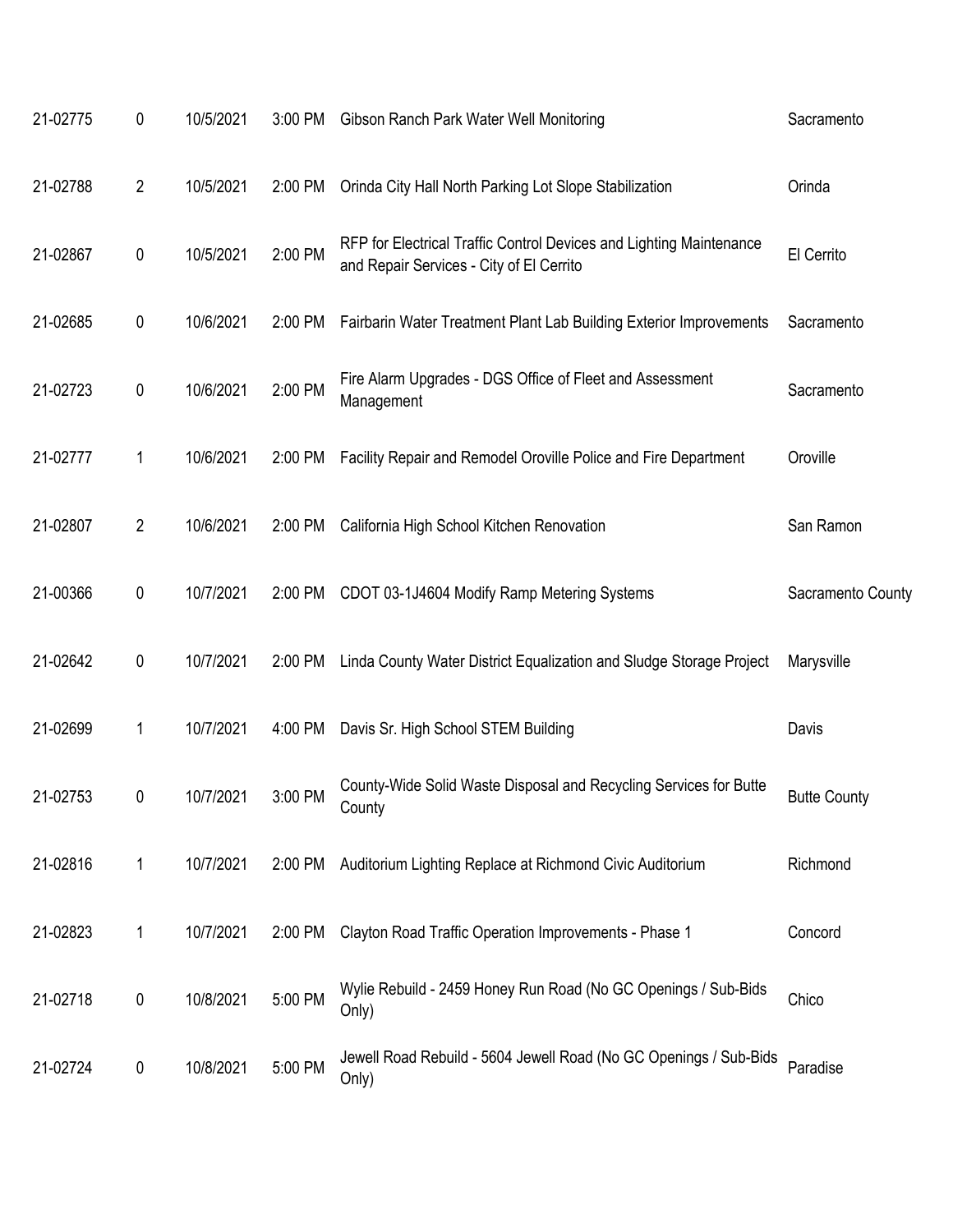| | | | | | |
|---|---|---|---|---|---|
| 21-02775 | 0 | 10/5/2021 | 3:00 PM | Gibson Ranch Park Water Well Monitoring | Sacramento |
| 21-02788 | 2 | 10/5/2021 | 2:00 PM | Orinda City Hall North Parking Lot Slope Stabilization | Orinda |
| 21-02867 | 0 | 10/5/2021 | 2:00 PM | RFP for Electrical Traffic Control Devices and Lighting Maintenance and Repair Services - City of El Cerrito | El Cerrito |
| 21-02685 | 0 | 10/6/2021 | 2:00 PM | Fairbarin Water Treatment Plant Lab Building Exterior Improvements | Sacramento |
| 21-02723 | 0 | 10/6/2021 | 2:00 PM | Fire Alarm Upgrades - DGS Office of Fleet and Assessment Management | Sacramento |
| 21-02777 | 1 | 10/6/2021 | 2:00 PM | Facility Repair and Remodel Oroville Police and Fire Department | Oroville |
| 21-02807 | 2 | 10/6/2021 | 2:00 PM | California High School Kitchen Renovation | San Ramon |
| 21-00366 | 0 | 10/7/2021 | 2:00 PM | CDOT 03-1J4604 Modify Ramp Metering Systems | Sacramento County |
| 21-02642 | 0 | 10/7/2021 | 2:00 PM | Linda County Water District Equalization and Sludge Storage Project | Marysville |
| 21-02699 | 1 | 10/7/2021 | 4:00 PM | Davis Sr. High School STEM Building | Davis |
| 21-02753 | 0 | 10/7/2021 | 3:00 PM | County-Wide Solid Waste Disposal and Recycling Services for Butte County | Butte County |
| 21-02816 | 1 | 10/7/2021 | 2:00 PM | Auditorium Lighting Replace at Richmond Civic Auditorium | Richmond |
| 21-02823 | 1 | 10/7/2021 | 2:00 PM | Clayton Road Traffic Operation Improvements - Phase 1 | Concord |
| 21-02718 | 0 | 10/8/2021 | 5:00 PM | Wylie Rebuild - 2459 Honey Run Road (No GC Openings / Sub-Bids Only) | Chico |
| 21-02724 | 0 | 10/8/2021 | 5:00 PM | Jewell Road Rebuild - 5604 Jewell Road (No GC Openings / Sub-Bids Only) | Paradise |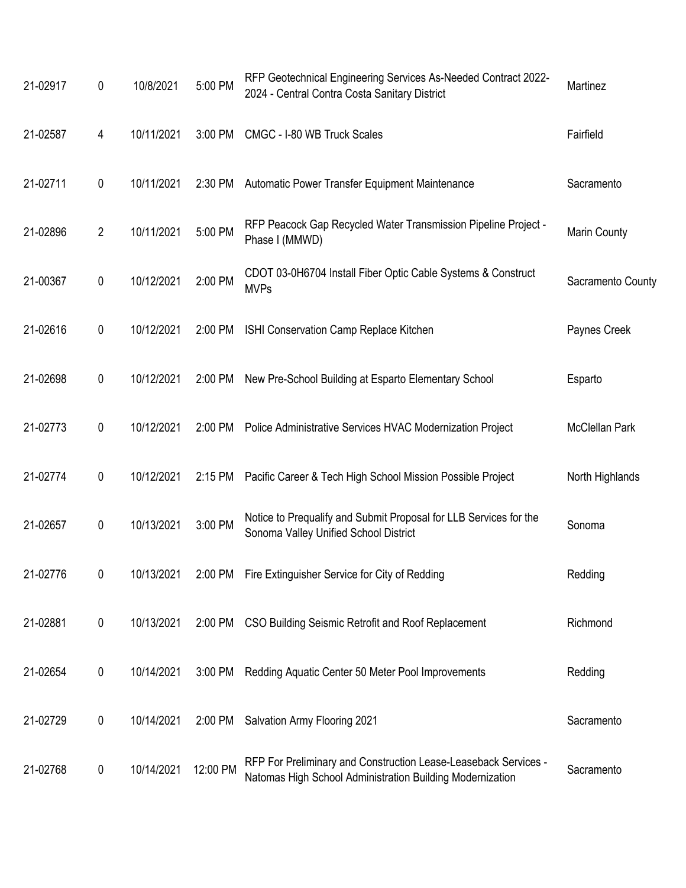| | | | | | |
|---|---|---|---|---|---|
| 21-02917 | 0 | 10/8/2021 | 5:00 PM | RFP Geotechnical Engineering Services As-Needed Contract 2022-2024 - Central Contra Costa Sanitary District | Martinez |
| 21-02587 | 4 | 10/11/2021 | 3:00 PM | CMGC - I-80 WB Truck Scales | Fairfield |
| 21-02711 | 0 | 10/11/2021 | 2:30 PM | Automatic Power Transfer Equipment Maintenance | Sacramento |
| 21-02896 | 2 | 10/11/2021 | 5:00 PM | RFP Peacock Gap Recycled Water Transmission Pipeline Project - Phase I (MMWD) | Marin County |
| 21-00367 | 0 | 10/12/2021 | 2:00 PM | CDOT 03-0H6704 Install Fiber Optic Cable Systems & Construct MVPs | Sacramento County |
| 21-02616 | 0 | 10/12/2021 | 2:00 PM | ISHI Conservation Camp Replace Kitchen | Paynes Creek |
| 21-02698 | 0 | 10/12/2021 | 2:00 PM | New Pre-School Building at Esparto Elementary School | Esparto |
| 21-02773 | 0 | 10/12/2021 | 2:00 PM | Police Administrative Services HVAC Modernization Project | McClellan Park |
| 21-02774 | 0 | 10/12/2021 | 2:15 PM | Pacific Career & Tech High School Mission Possible Project | North Highlands |
| 21-02657 | 0 | 10/13/2021 | 3:00 PM | Notice to Prequalify and Submit Proposal for LLB Services for the Sonoma Valley Unified School District | Sonoma |
| 21-02776 | 0 | 10/13/2021 | 2:00 PM | Fire Extinguisher Service for City of Redding | Redding |
| 21-02881 | 0 | 10/13/2021 | 2:00 PM | CSO Building Seismic Retrofit and Roof Replacement | Richmond |
| 21-02654 | 0 | 10/14/2021 | 3:00 PM | Redding Aquatic Center 50 Meter Pool Improvements | Redding |
| 21-02729 | 0 | 10/14/2021 | 2:00 PM | Salvation Army Flooring 2021 | Sacramento |
| 21-02768 | 0 | 10/14/2021 | 12:00 PM | RFP For Preliminary and Construction Lease-Leaseback Services - Natomas High School Administration Building Modernization | Sacramento |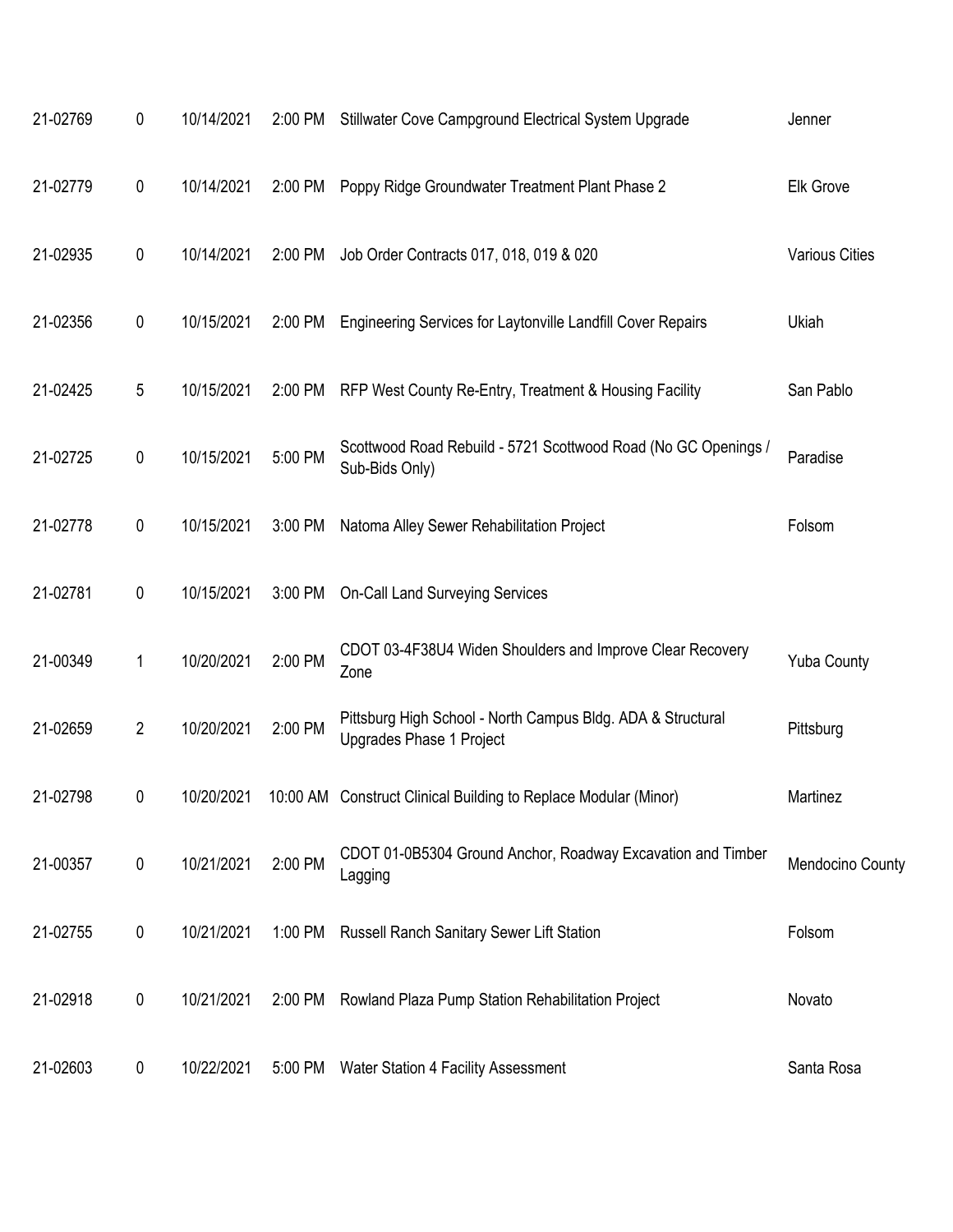| | | | | | |
|---|---|---|---|---|---|
| 21-02769 | 0 | 10/14/2021 | 2:00 PM | Stillwater Cove Campground Electrical System Upgrade | Jenner |
| 21-02779 | 0 | 10/14/2021 | 2:00 PM | Poppy Ridge Groundwater Treatment Plant Phase 2 | Elk Grove |
| 21-02935 | 0 | 10/14/2021 | 2:00 PM | Job Order Contracts 017, 018, 019 & 020 | Various Cities |
| 21-02356 | 0 | 10/15/2021 | 2:00 PM | Engineering Services for Laytonville Landfill Cover Repairs | Ukiah |
| 21-02425 | 5 | 10/15/2021 | 2:00 PM | RFP West County Re-Entry, Treatment & Housing Facility | San Pablo |
| 21-02725 | 0 | 10/15/2021 | 5:00 PM | Scottwood Road Rebuild - 5721 Scottwood Road (No GC Openings / Sub-Bids Only) | Paradise |
| 21-02778 | 0 | 10/15/2021 | 3:00 PM | Natoma Alley Sewer Rehabilitation Project | Folsom |
| 21-02781 | 0 | 10/15/2021 | 3:00 PM | On-Call Land Surveying Services | |
| 21-00349 | 1 | 10/20/2021 | 2:00 PM | CDOT 03-4F38U4 Widen Shoulders and Improve Clear Recovery Zone | Yuba County |
| 21-02659 | 2 | 10/20/2021 | 2:00 PM | Pittsburg High School - North Campus Bldg. ADA & Structural Upgrades Phase 1 Project | Pittsburg |
| 21-02798 | 0 | 10/20/2021 | 10:00 AM | Construct Clinical Building to Replace Modular (Minor) | Martinez |
| 21-00357 | 0 | 10/21/2021 | 2:00 PM | CDOT 01-0B5304 Ground Anchor, Roadway Excavation and Timber Lagging | Mendocino County |
| 21-02755 | 0 | 10/21/2021 | 1:00 PM | Russell Ranch Sanitary Sewer Lift Station | Folsom |
| 21-02918 | 0 | 10/21/2021 | 2:00 PM | Rowland Plaza Pump Station Rehabilitation Project | Novato |
| 21-02603 | 0 | 10/22/2021 | 5:00 PM | Water Station 4 Facility Assessment | Santa Rosa |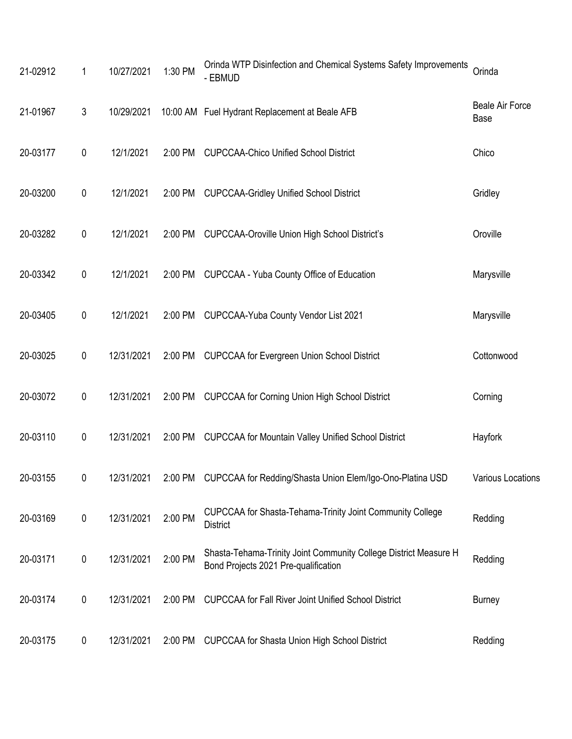| | | | | | |
|---|---|---|---|---|---|
| 21-02912 | 1 | 10/27/2021 | 1:30 PM | Orinda WTP Disinfection and Chemical Systems Safety Improvements - EBMUD | Orinda |
| 21-01967 | 3 | 10/29/2021 | 10:00 AM | Fuel Hydrant Replacement at Beale AFB | Beale Air Force Base |
| 20-03177 | 0 | 12/1/2021 | 2:00 PM | CUPCCAA-Chico Unified School District | Chico |
| 20-03200 | 0 | 12/1/2021 | 2:00 PM | CUPCCAA-Gridley Unified School District | Gridley |
| 20-03282 | 0 | 12/1/2021 | 2:00 PM | CUPCCAA-Oroville Union High School District's | Oroville |
| 20-03342 | 0 | 12/1/2021 | 2:00 PM | CUPCCAA - Yuba County Office of Education | Marysville |
| 20-03405 | 0 | 12/1/2021 | 2:00 PM | CUPCCAA-Yuba County Vendor List 2021 | Marysville |
| 20-03025 | 0 | 12/31/2021 | 2:00 PM | CUPCCAA for Evergreen Union School District | Cottonwood |
| 20-03072 | 0 | 12/31/2021 | 2:00 PM | CUPCCAA for Corning Union High School District | Corning |
| 20-03110 | 0 | 12/31/2021 | 2:00 PM | CUPCCAA for Mountain Valley Unified School District | Hayfork |
| 20-03155 | 0 | 12/31/2021 | 2:00 PM | CUPCCAA for Redding/Shasta Union Elem/Igo-Ono-Platina USD | Various Locations |
| 20-03169 | 0 | 12/31/2021 | 2:00 PM | CUPCCAA for Shasta-Tehama-Trinity Joint Community College District | Redding |
| 20-03171 | 0 | 12/31/2021 | 2:00 PM | Shasta-Tehama-Trinity Joint Community College District Measure H Bond Projects 2021 Pre-qualification | Redding |
| 20-03174 | 0 | 12/31/2021 | 2:00 PM | CUPCCAA for Fall River Joint Unified School District | Burney |
| 20-03175 | 0 | 12/31/2021 | 2:00 PM | CUPCCAA for Shasta Union High School District | Redding |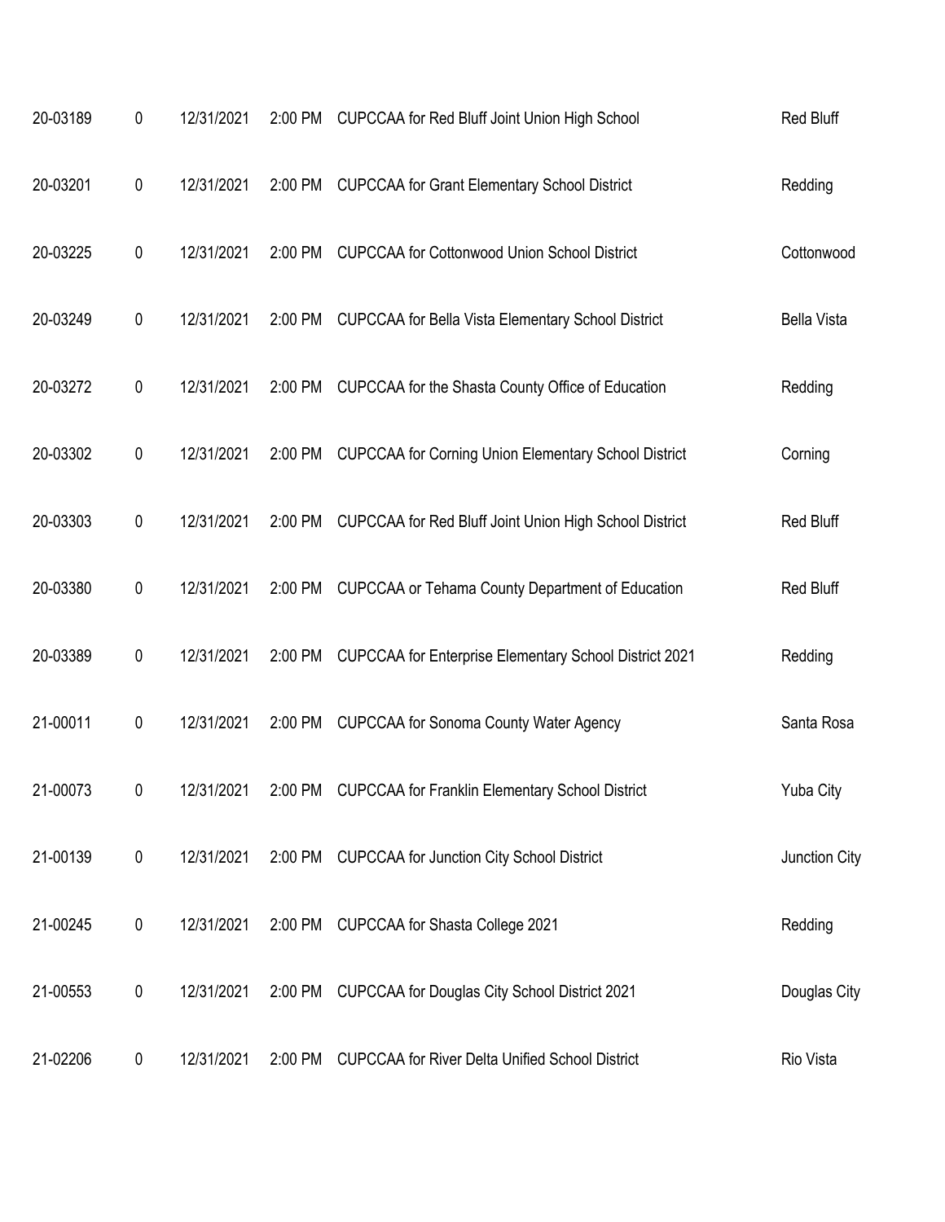| | | | | | |
|---|---|---|---|---|---|
| 20-03189 | 0 | 12/31/2021 | 2:00 PM | CUPCCAA for Red Bluff Joint Union High School | Red Bluff |
| 20-03201 | 0 | 12/31/2021 | 2:00 PM | CUPCCAA for Grant Elementary School District | Redding |
| 20-03225 | 0 | 12/31/2021 | 2:00 PM | CUPCCAA for Cottonwood Union School District | Cottonwood |
| 20-03249 | 0 | 12/31/2021 | 2:00 PM | CUPCCAA for Bella Vista Elementary School District | Bella Vista |
| 20-03272 | 0 | 12/31/2021 | 2:00 PM | CUPCCAA for the Shasta County Office of Education | Redding |
| 20-03302 | 0 | 12/31/2021 | 2:00 PM | CUPCCAA for Corning Union Elementary School District | Corning |
| 20-03303 | 0 | 12/31/2021 | 2:00 PM | CUPCCAA for Red Bluff Joint Union High School District | Red Bluff |
| 20-03380 | 0 | 12/31/2021 | 2:00 PM | CUPCCAA or Tehama County Department of Education | Red Bluff |
| 20-03389 | 0 | 12/31/2021 | 2:00 PM | CUPCCAA for Enterprise Elementary School District 2021 | Redding |
| 21-00011 | 0 | 12/31/2021 | 2:00 PM | CUPCCAA for Sonoma County Water Agency | Santa Rosa |
| 21-00073 | 0 | 12/31/2021 | 2:00 PM | CUPCCAA for Franklin Elementary School District | Yuba City |
| 21-00139 | 0 | 12/31/2021 | 2:00 PM | CUPCCAA for Junction City School District | Junction City |
| 21-00245 | 0 | 12/31/2021 | 2:00 PM | CUPCCAA for Shasta College 2021 | Redding |
| 21-00553 | 0 | 12/31/2021 | 2:00 PM | CUPCCAA for Douglas City School District 2021 | Douglas City |
| 21-02206 | 0 | 12/31/2021 | 2:00 PM | CUPCCAA for River Delta Unified School District | Rio Vista |